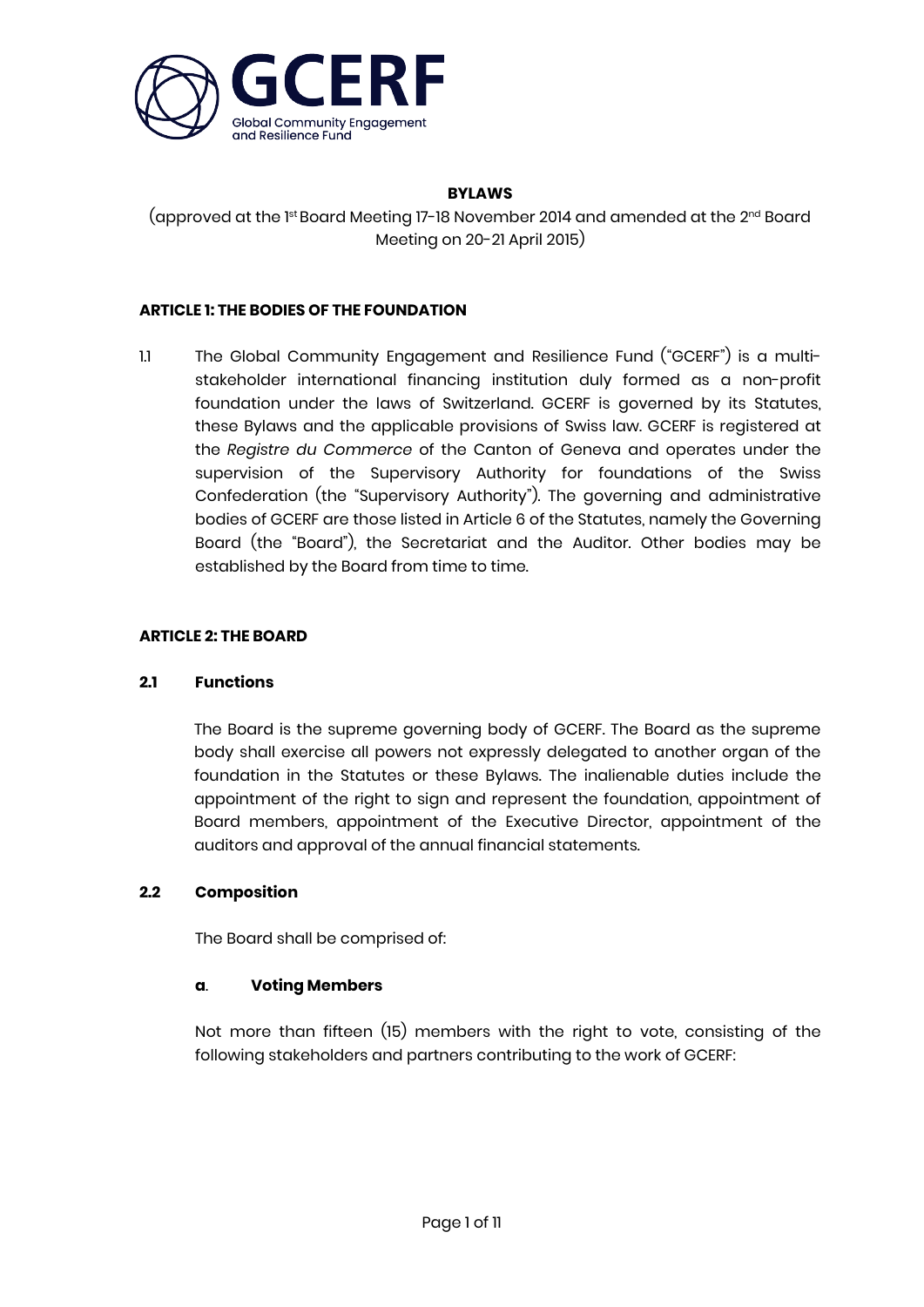GCERF

Global Community Engagement and Resilience Fund

# BYLAWS

(approved at the 1st Board Meeting 17-18 November 2014 and amended at the 2nd Board Meeting on 20-21 April 2015)

## ARTICLE 1: THE BODIES OF THE FOUNDATION

1.1 The Global Community Engagement and Resilience Fund ("GCERF") is a multi-stakeholder international financing institution duly formed as a non-profit foundation under the laws of Switzerland. GCERF is governed by its Statutes, these Bylaws and the applicable provisions of Swiss law. GCERF is registered at the *Registre du Commerce* of the Canton of Geneva and operates under the supervision of the Supervisory Authority for foundations of the Swiss Confederation (the "Supervisory Authority"). The governing and administrative bodies of GCERF are those listed in Article 6 of the Statutes, namely the Governing Board (the "Board"), the Secretariat and the Auditor. Other bodies may be established by the Board from time to time.

## ARTICLE 2: THE BOARD

### 2.1 Functions

The Board is the supreme governing body of GCERF. The Board as the supreme body shall exercise all powers not expressly delegated to another organ of the foundation in the Statutes or these Bylaws. The inalienable duties include the appointment of the right to sign and represent the foundation, appointment of Board members, appointment of the Executive Director, appointment of the auditors and approval of the annual financial statements.

### 2.2 Composition

The Board shall be comprised of:

#### a. Voting Members

Not more than fifteen (15) members with the right to vote, consisting of the following stakeholders and partners contributing to the work of GCERF: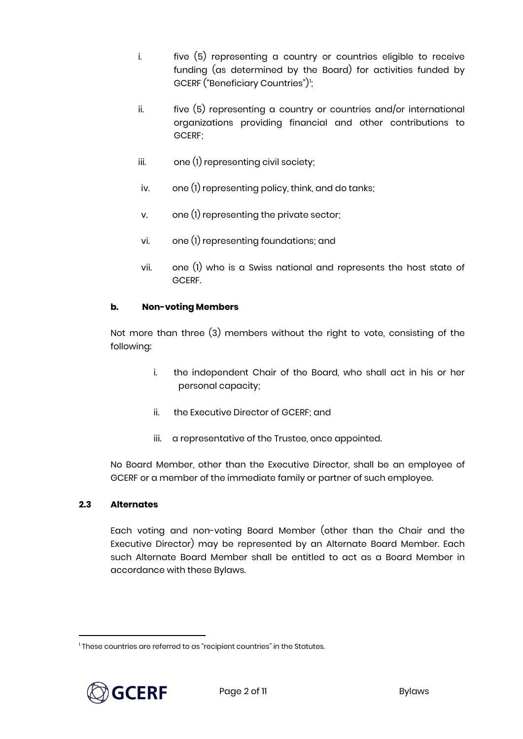i. five (5) representing a country or countries eligible to receive funding (as determined by the Board) for activities funded by GCERF ("Beneficiary Countries")[1];

ii. five (5) representing a country or countries and/or international organizations providing financial and other contributions to GCERF;

iii. one (1) representing civil society;

iv. one (1) representing policy, think, and do tanks;

v. one (1) representing the private sector;

vi. one (1) representing foundations; and

vii. one (1) who is a Swiss national and represents the host state of GCERF.

**b. Non-voting Members**

Not more than three (3) members without the right to vote, consisting of the following:

i. the independent Chair of the Board, who shall act in his or her personal capacity;

ii. the Executive Director of GCERF; and

iii. a representative of the Trustee, once appointed.

No Board Member, other than the Executive Director, shall be an employee of GCERF or a member of the immediate family or partner of such employee.

**2.3 Alternates**

Each voting and non-voting Board Member (other than the Chair and the Executive Director) may be represented by an Alternate Board Member. Each such Alternate Board Member shall be entitled to act as a Board Member in accordance with these Bylaws.

[1] These countries are referred to as "recipient countries" in the Statutes.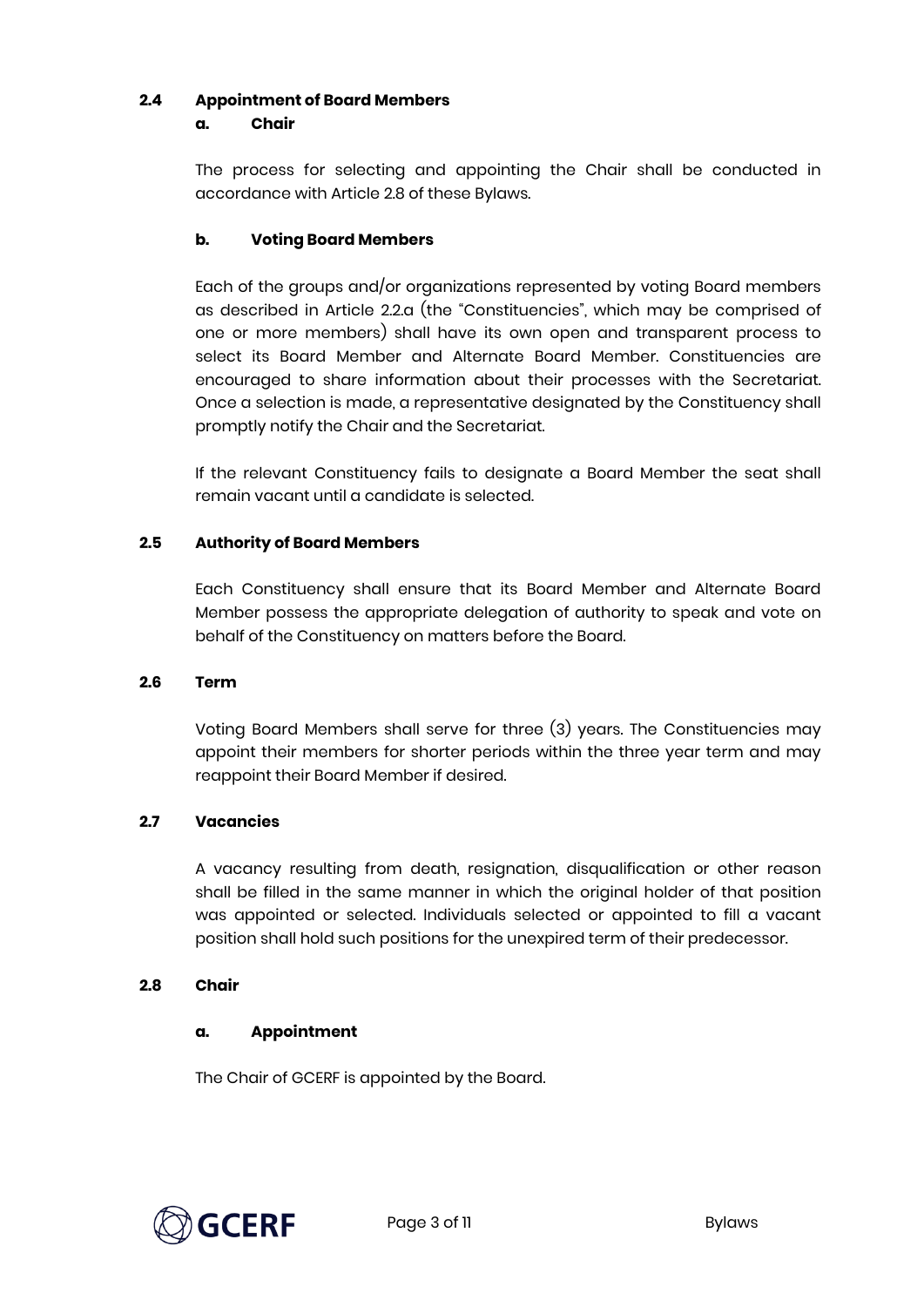### 2.4 Appointment of Board Members

#### a. Chair

The process for selecting and appointing the Chair shall be conducted in accordance with Article 2.8 of these Bylaws.

#### b. Voting Board Members

Each of the groups and/or organizations represented by voting Board members as described in Article 2.2.a (the "Constituencies", which may be comprised of one or more members) shall have its own open and transparent process to select its Board Member and Alternate Board Member. Constituencies are encouraged to share information about their processes with the Secretariat. Once a selection is made, a representative designated by the Constituency shall promptly notify the Chair and the Secretariat.

If the relevant Constituency fails to designate a Board Member the seat shall remain vacant until a candidate is selected.

### 2.5 Authority of Board Members

Each Constituency shall ensure that its Board Member and Alternate Board Member possess the appropriate delegation of authority to speak and vote on behalf of the Constituency on matters before the Board.

### 2.6 Term

Voting Board Members shall serve for three (3) years. The Constituencies may appoint their members for shorter periods within the three year term and may reappoint their Board Member if desired.

### 2.7 Vacancies

A vacancy resulting from death, resignation, disqualification or other reason shall be filled in the same manner in which the original holder of that position was appointed or selected. Individuals selected or appointed to fill a vacant position shall hold such positions for the unexpired term of their predecessor.

### 2.8 Chair

#### a. Appointment

The Chair of GCERF is appointed by the Board.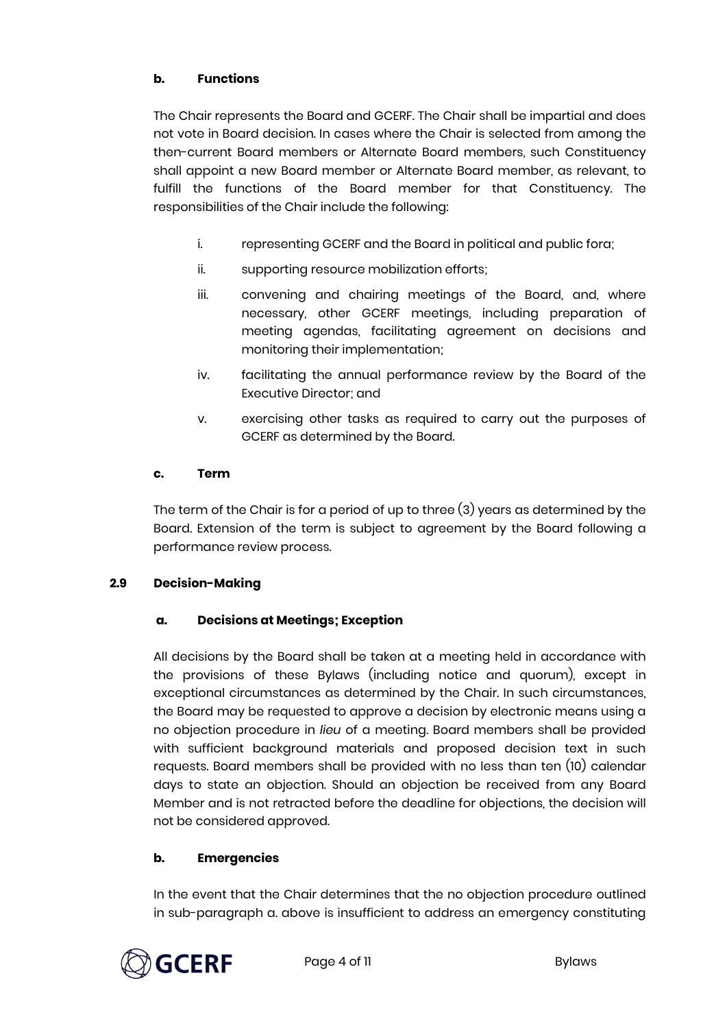#### b. Functions

The Chair represents the Board and GCERF. The Chair shall be impartial and does not vote in Board decision. In cases where the Chair is selected from among the then-current Board members or Alternate Board members, such Constituency shall appoint a new Board member or Alternate Board member, as relevant, to fulfill the functions of the Board member for that Constituency. The responsibilities of the Chair include the following:

i. representing GCERF and the Board in political and public fora;

ii. supporting resource mobilization efforts;

iii. convening and chairing meetings of the Board, and, where necessary, other GCERF meetings, including preparation of meeting agendas, facilitating agreement on decisions and monitoring their implementation;

iv. facilitating the annual performance review by the Board of the Executive Director; and

v. exercising other tasks as required to carry out the purposes of GCERF as determined by the Board.

#### c. Term

The term of the Chair is for a period of up to three (3) years as determined by the Board. Extension of the term is subject to agreement by the Board following a performance review process.

### 2.9 Decision-Making

#### a. Decisions at Meetings; Exception

All decisions by the Board shall be taken at a meeting held in accordance with the provisions of these Bylaws (including notice and quorum), except in exceptional circumstances as determined by the Chair. In such circumstances, the Board may be requested to approve a decision by electronic means using a no objection procedure in *lieu* of a meeting. Board members shall be provided with sufficient background materials and proposed decision text in such requests. Board members shall be provided with no less than ten (10) calendar days to state an objection. Should an objection be received from any Board Member and is not retracted before the deadline for objections, the decision will not be considered approved.

#### b. Emergencies

In the event that the Chair determines that the no objection procedure outlined in sub-paragraph a. above is insufficient to address an emergency constituting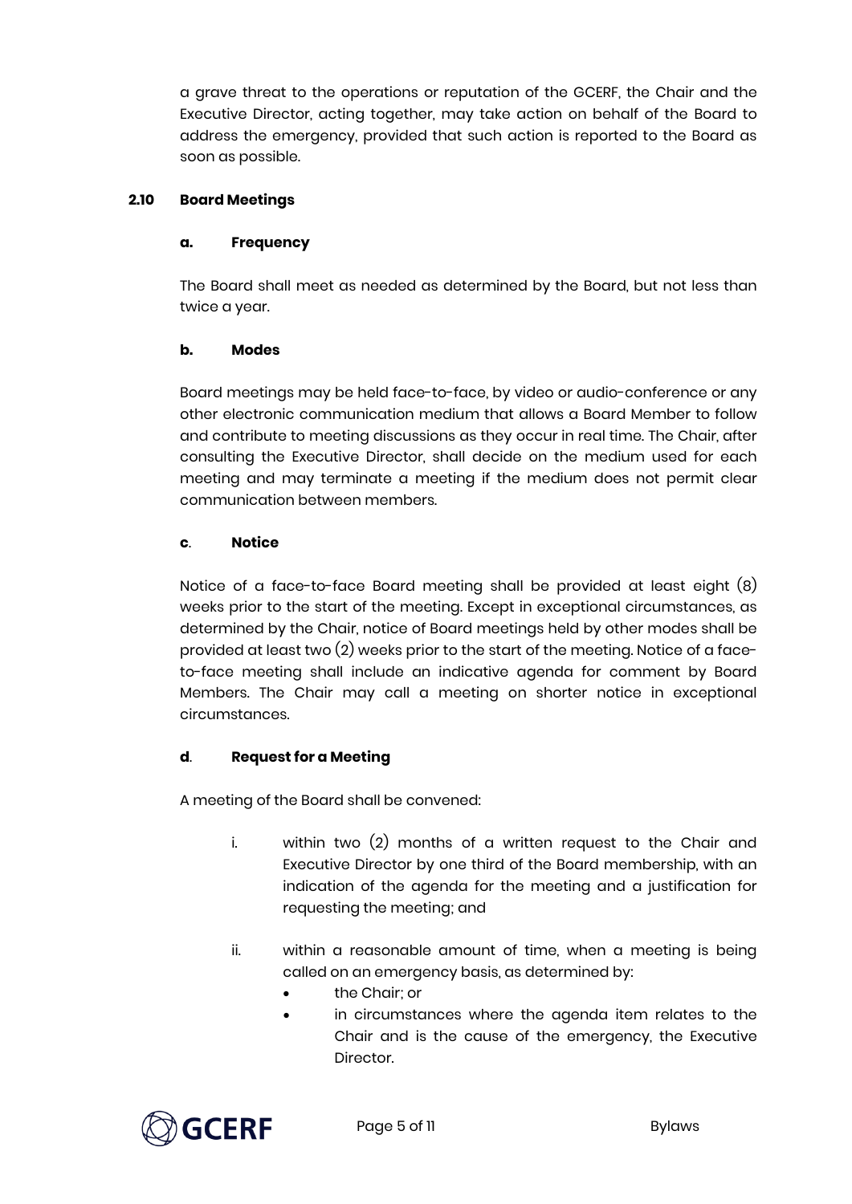a grave threat to the operations or reputation of the GCERF, the Chair and the Executive Director, acting together, may take action on behalf of the Board to address the emergency, provided that such action is reported to the Board as soon as possible.

### 2.10 Board Meetings

#### a. Frequency

The Board shall meet as needed as determined by the Board, but not less than twice a year.

#### b. Modes

Board meetings may be held face-to-face, by video or audio-conference or any other electronic communication medium that allows a Board Member to follow and contribute to meeting discussions as they occur in real time. The Chair, after consulting the Executive Director, shall decide on the medium used for each meeting and may terminate a meeting if the medium does not permit clear communication between members.

#### c. Notice

Notice of a face-to-face Board meeting shall be provided at least eight (8) weeks prior to the start of the meeting. Except in exceptional circumstances, as determined by the Chair, notice of Board meetings held by other modes shall be provided at least two (2) weeks prior to the start of the meeting. Notice of a face-to-face meeting shall include an indicative agenda for comment by Board Members. The Chair may call a meeting on shorter notice in exceptional circumstances.

#### d. Request for a Meeting

A meeting of the Board shall be convened:

i. within two (2) months of a written request to the Chair and Executive Director by one third of the Board membership, with an indication of the agenda for the meeting and a justification for requesting the meeting; and

ii. within a reasonable amount of time, when a meeting is being called on an emergency basis, as determined by:
   - the Chair; or
   - in circumstances where the agenda item relates to the Chair and is the cause of the emergency, the Executive Director.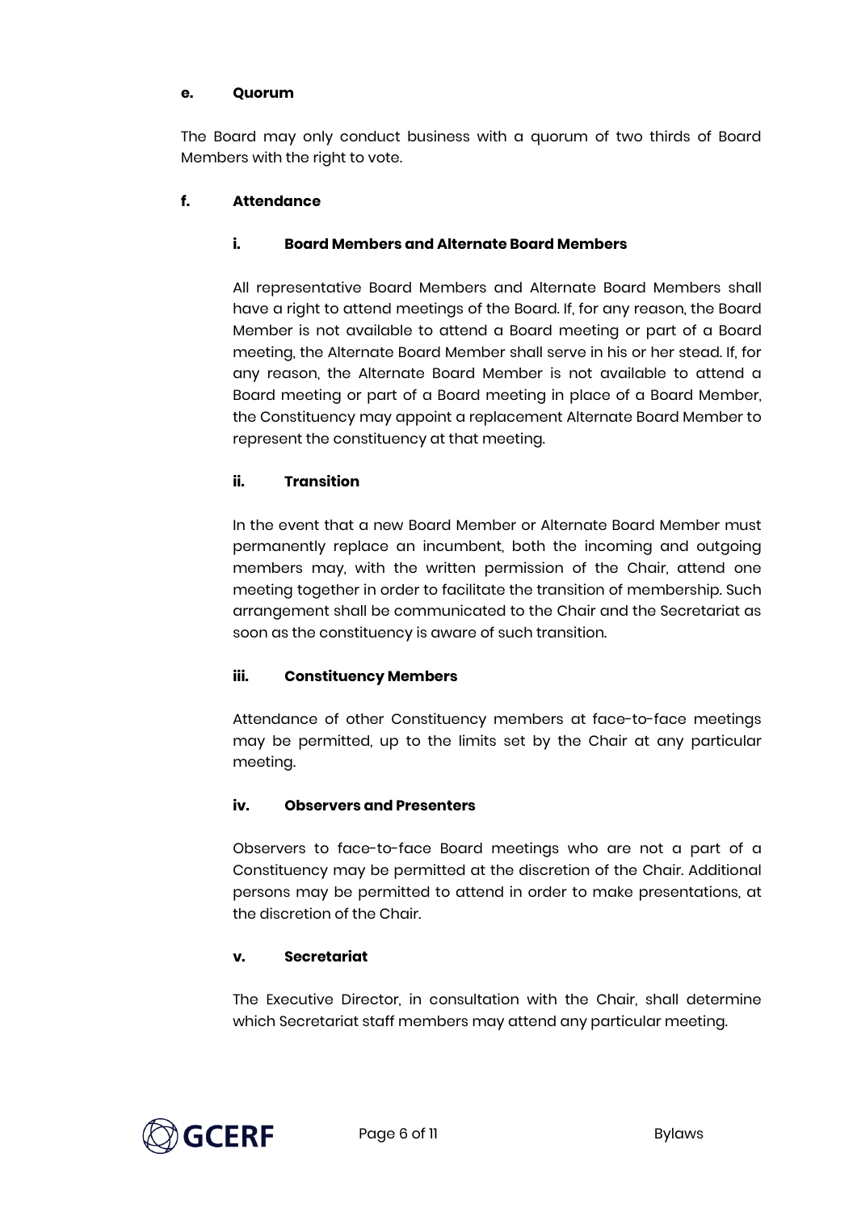#### e. Quorum

The Board may only conduct business with a quorum of two thirds of Board Members with the right to vote.

#### f. Attendance

##### i. Board Members and Alternate Board Members

All representative Board Members and Alternate Board Members shall have a right to attend meetings of the Board. If, for any reason, the Board Member is not available to attend a Board meeting or part of a Board meeting, the Alternate Board Member shall serve in his or her stead. If, for any reason, the Alternate Board Member is not available to attend a Board meeting or part of a Board meeting in place of a Board Member, the Constituency may appoint a replacement Alternate Board Member to represent the constituency at that meeting.

##### ii. Transition

In the event that a new Board Member or Alternate Board Member must permanently replace an incumbent, both the incoming and outgoing members may, with the written permission of the Chair, attend one meeting together in order to facilitate the transition of membership. Such arrangement shall be communicated to the Chair and the Secretariat as soon as the constituency is aware of such transition.

##### iii. Constituency Members

Attendance of other Constituency members at face-to-face meetings may be permitted, up to the limits set by the Chair at any particular meeting.

##### iv. Observers and Presenters

Observers to face-to-face Board meetings who are not a part of a Constituency may be permitted at the discretion of the Chair. Additional persons may be permitted to attend in order to make presentations, at the discretion of the Chair.

##### v. Secretariat

The Executive Director, in consultation with the Chair, shall determine which Secretariat staff members may attend any particular meeting.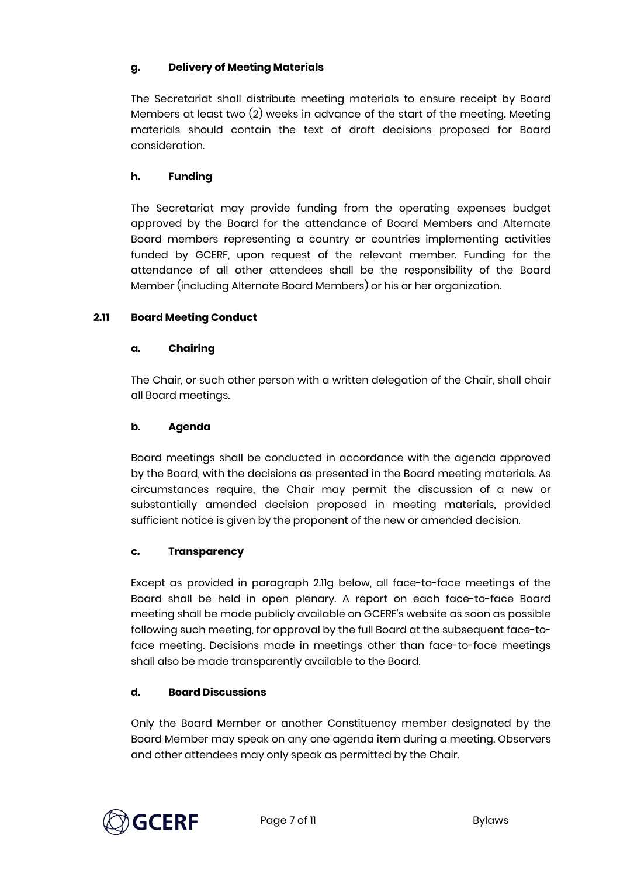#### g. Delivery of Meeting Materials

The Secretariat shall distribute meeting materials to ensure receipt by Board Members at least two (2) weeks in advance of the start of the meeting. Meeting materials should contain the text of draft decisions proposed for Board consideration.

#### h. Funding

The Secretariat may provide funding from the operating expenses budget approved by the Board for the attendance of Board Members and Alternate Board members representing a country or countries implementing activities funded by GCERF, upon request of the relevant member. Funding for the attendance of all other attendees shall be the responsibility of the Board Member (including Alternate Board Members) or his or her organization.

### 2.11 Board Meeting Conduct

#### a. Chairing

The Chair, or such other person with a written delegation of the Chair, shall chair all Board meetings.

#### b. Agenda

Board meetings shall be conducted in accordance with the agenda approved by the Board, with the decisions as presented in the Board meeting materials. As circumstances require, the Chair may permit the discussion of a new or substantially amended decision proposed in meeting materials, provided sufficient notice is given by the proponent of the new or amended decision.

#### c. Transparency

Except as provided in paragraph 2.11g below, all face-to-face meetings of the Board shall be held in open plenary. A report on each face-to-face Board meeting shall be made publicly available on GCERF's website as soon as possible following such meeting, for approval by the full Board at the subsequent face-to-face meeting. Decisions made in meetings other than face-to-face meetings shall also be made transparently available to the Board.

#### d. Board Discussions

Only the Board Member or another Constituency member designated by the Board Member may speak on any one agenda item during a meeting. Observers and other attendees may only speak as permitted by the Chair.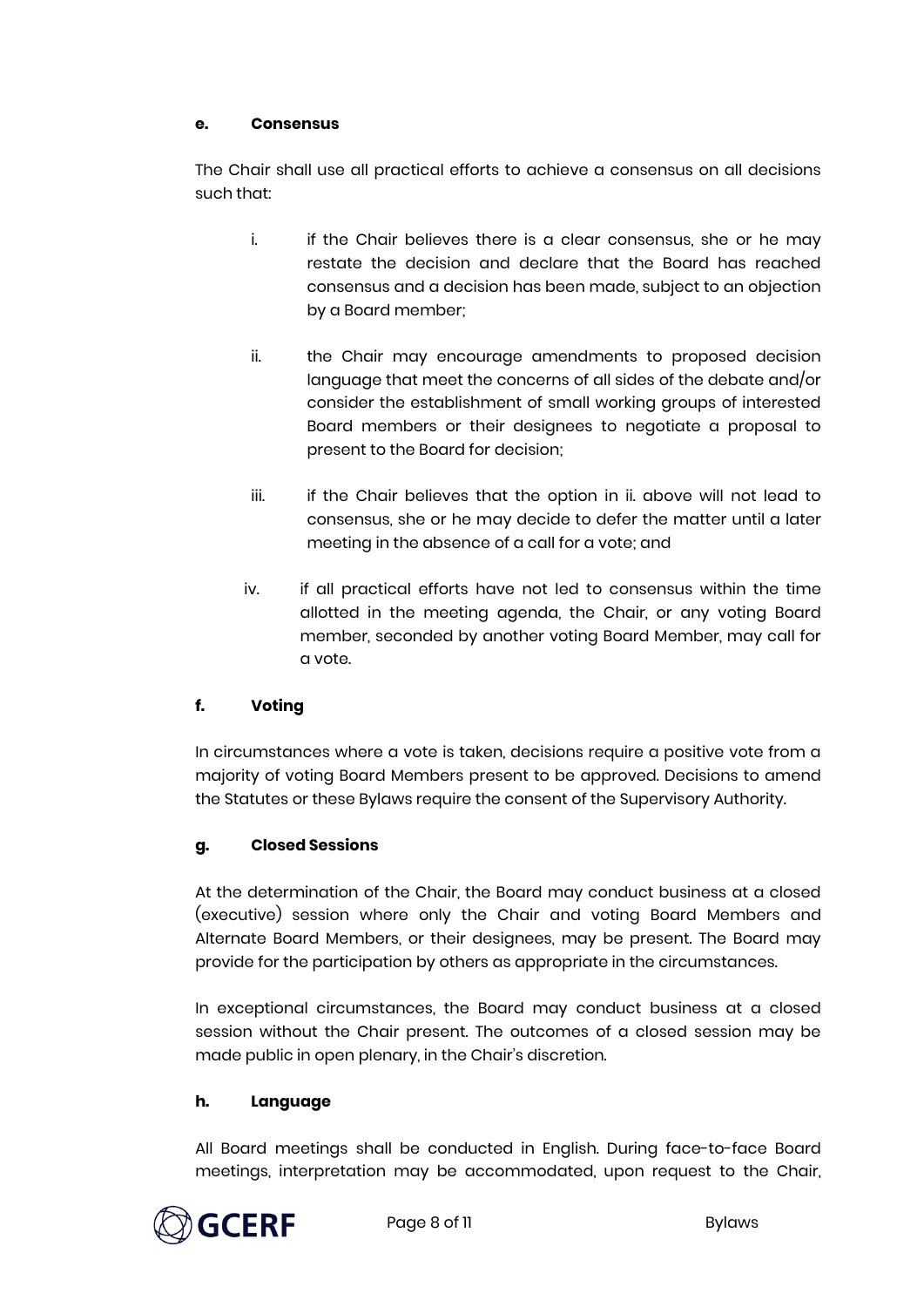#### e. Consensus

The Chair shall use all practical efforts to achieve a consensus on all decisions such that:

i. if the Chair believes there is a clear consensus, she or he may restate the decision and declare that the Board has reached consensus and a decision has been made, subject to an objection by a Board member;

ii. the Chair may encourage amendments to proposed decision language that meet the concerns of all sides of the debate and/or consider the establishment of small working groups of interested Board members or their designees to negotiate a proposal to present to the Board for decision;

iii. if the Chair believes that the option in ii. above will not lead to consensus, she or he may decide to defer the matter until a later meeting in the absence of a call for a vote; and

iv. if all practical efforts have not led to consensus within the time allotted in the meeting agenda, the Chair, or any voting Board member, seconded by another voting Board Member, may call for a vote.

#### f. Voting

In circumstances where a vote is taken, decisions require a positive vote from a majority of voting Board Members present to be approved. Decisions to amend the Statutes or these Bylaws require the consent of the Supervisory Authority.

#### g. Closed Sessions

At the determination of the Chair, the Board may conduct business at a closed (executive) session where only the Chair and voting Board Members and Alternate Board Members, or their designees, may be present. The Board may provide for the participation by others as appropriate in the circumstances.

In exceptional circumstances, the Board may conduct business at a closed session without the Chair present. The outcomes of a closed session may be made public in open plenary, in the Chair's discretion.

#### h. Language

All Board meetings shall be conducted in English. During face-to-face Board meetings, interpretation may be accommodated, upon request to the Chair,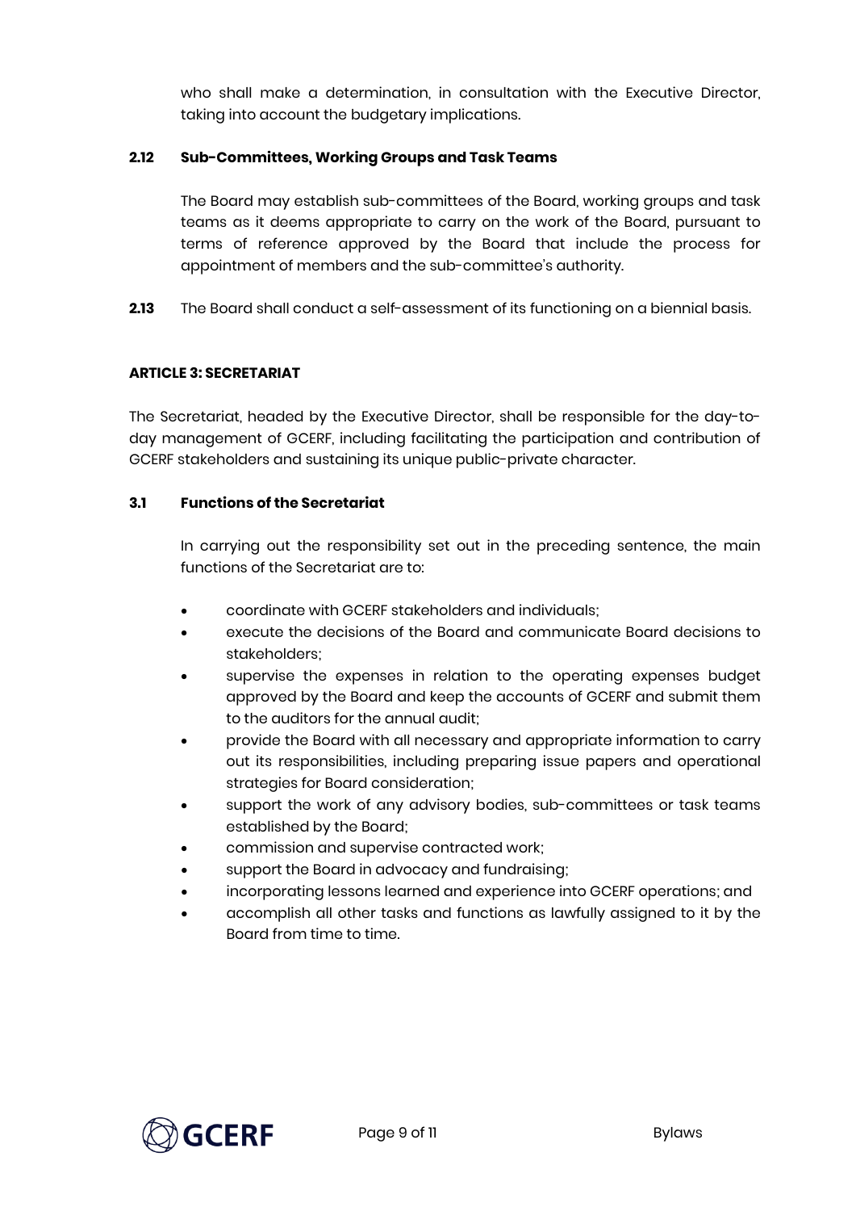who shall make a determination, in consultation with the Executive Director, taking into account the budgetary implications.

**2.12 Sub-Committees, Working Groups and Task Teams**

The Board may establish sub-committees of the Board, working groups and task teams as it deems appropriate to carry on the work of the Board, pursuant to terms of reference approved by the Board that include the process for appointment of members and the sub-committee's authority.

**2.13** The Board shall conduct a self-assessment of its functioning on a biennial basis.

## ARTICLE 3: SECRETARIAT

The Secretariat, headed by the Executive Director, shall be responsible for the day-to-day management of GCERF, including facilitating the participation and contribution of GCERF stakeholders and sustaining its unique public-private character.

**3.1 Functions of the Secretariat**

In carrying out the responsibility set out in the preceding sentence, the main functions of the Secretariat are to:

- coordinate with GCERF stakeholders and individuals;
- execute the decisions of the Board and communicate Board decisions to stakeholders;
- supervise the expenses in relation to the operating expenses budget approved by the Board and keep the accounts of GCERF and submit them to the auditors for the annual audit;
- provide the Board with all necessary and appropriate information to carry out its responsibilities, including preparing issue papers and operational strategies for Board consideration;
- support the work of any advisory bodies, sub-committees or task teams established by the Board;
- commission and supervise contracted work;
- support the Board in advocacy and fundraising;
- incorporating lessons learned and experience into GCERF operations; and
- accomplish all other tasks and functions as lawfully assigned to it by the Board from time to time.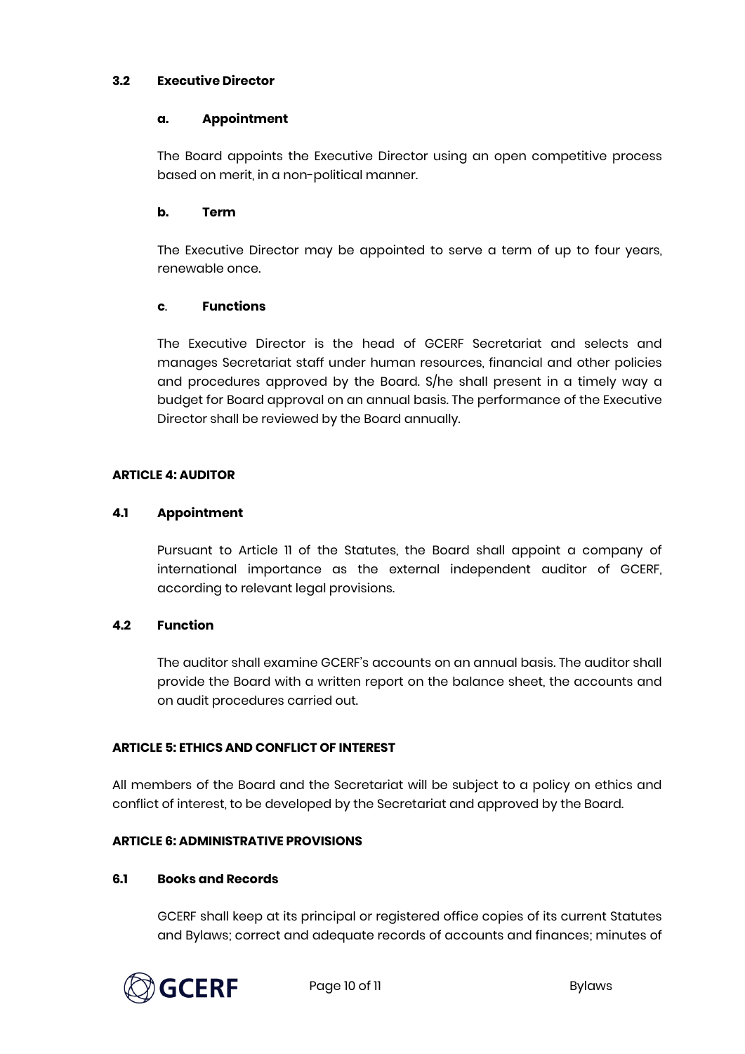### 3.2 Executive Director

#### a. Appointment

The Board appoints the Executive Director using an open competitive process based on merit, in a non-political manner.

#### b. Term

The Executive Director may be appointed to serve a term of up to four years, renewable once.

#### c. Functions

The Executive Director is the head of GCERF Secretariat and selects and manages Secretariat staff under human resources, financial and other policies and procedures approved by the Board. S/he shall present in a timely way a budget for Board approval on an annual basis. The performance of the Executive Director shall be reviewed by the Board annually.

## ARTICLE 4: AUDITOR

### 4.1 Appointment

Pursuant to Article 11 of the Statutes, the Board shall appoint a company of international importance as the external independent auditor of GCERF, according to relevant legal provisions.

### 4.2 Function

The auditor shall examine GCERF's accounts on an annual basis. The auditor shall provide the Board with a written report on the balance sheet, the accounts and on audit procedures carried out.

## ARTICLE 5: ETHICS AND CONFLICT OF INTEREST

All members of the Board and the Secretariat will be subject to a policy on ethics and conflict of interest, to be developed by the Secretariat and approved by the Board.

## ARTICLE 6: ADMINISTRATIVE PROVISIONS

### 6.1 Books and Records

GCERF shall keep at its principal or registered office copies of its current Statutes and Bylaws; correct and adequate records of accounts and finances; minutes of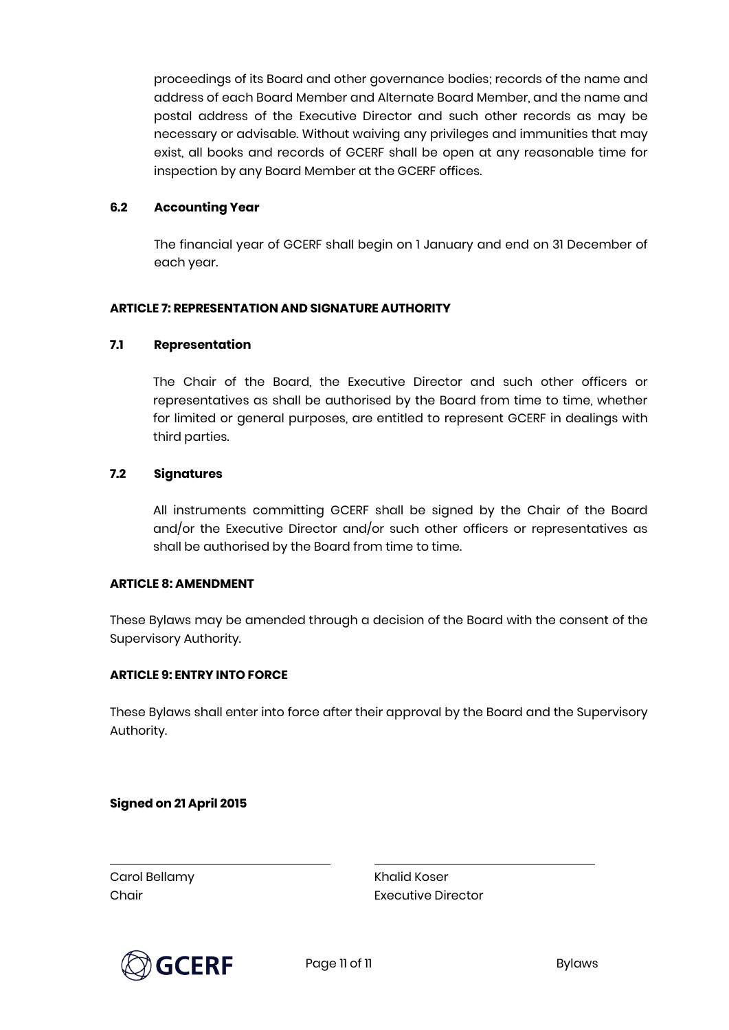proceedings of its Board and other governance bodies; records of the name and address of each Board Member and Alternate Board Member, and the name and postal address of the Executive Director and such other records as may be necessary or advisable. Without waiving any privileges and immunities that may exist, all books and records of GCERF shall be open at any reasonable time for inspection by any Board Member at the GCERF offices.

### 6.2 Accounting Year

The financial year of GCERF shall begin on 1 January and end on 31 December of each year.

## ARTICLE 7: REPRESENTATION AND SIGNATURE AUTHORITY

### 7.1 Representation

The Chair of the Board, the Executive Director and such other officers or representatives as shall be authorised by the Board from time to time, whether for limited or general purposes, are entitled to represent GCERF in dealings with third parties.

### 7.2 Signatures

All instruments committing GCERF shall be signed by the Chair of the Board and/or the Executive Director and/or such other officers or representatives as shall be authorised by the Board from time to time.

## ARTICLE 8: AMENDMENT

These Bylaws may be amended through a decision of the Board with the consent of the Supervisory Authority.

## ARTICLE 9: ENTRY INTO FORCE

These Bylaws shall enter into force after their approval by the Board and the Supervisory Authority.

**Signed on 21 April 2015**

Carol Bellamy
Chair

Khalid Koser
Executive Director